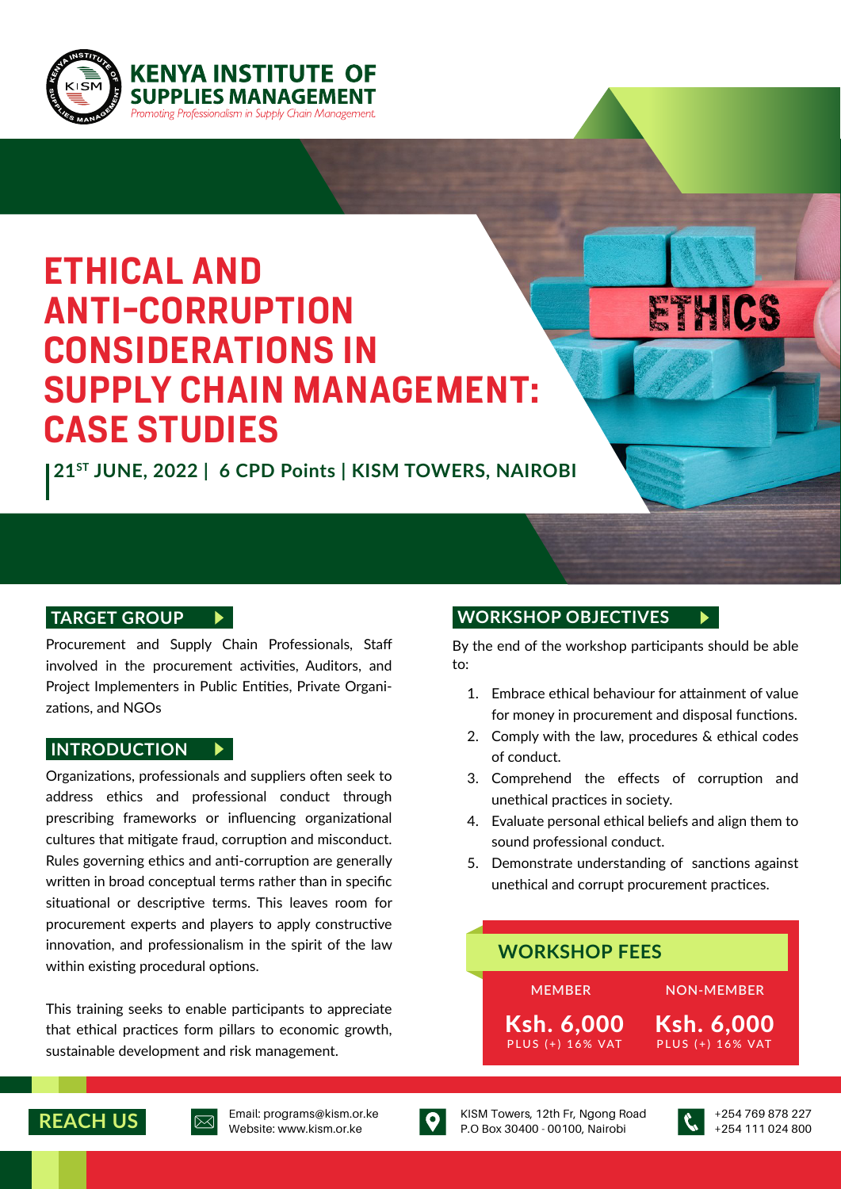**KENYA INSTITUTE OF SUPPLIES MANAGEMENT**

*Promoting Professionalism in Supply Chain Management.*

# ETHICAL AND ANTI-CORRUPTION CONSIDERATIONS IN SUPPLY CHAIN MANAGEMENT: CASE STUDIES

**21ST JUNE, 2022 | 6 CPD Points | KISM TOWERS, NAIROBI**

## TARGET GROUP

Procurement and Supply Chain Professionals, Staff involved in the procurement activities, Auditors, and Project Implementers in Public Entities, Private Organizations, and NGOs

## INTRODUCTION

Organizations, professionals and suppliers often seek to address ethics and professional conduct through prescribing frameworks or influencing organizational cultures that mitigate fraud, corruption and misconduct. Rules governing ethics and anti-corruption are generally written in broad conceptual terms rather than in specific situational or descriptive terms. This leaves room for procurement experts and players to apply constructive innovation, and professionalism in the spirit of the law within existing procedural options.

This training seeks to enable participants to appreciate that ethical practices form pillars to economic growth, sustainable development and risk management.

## WORKSHOP OBJECTIVES

By the end of the workshop participants should be able to:

1. Embrace ethical behaviour for attainment of value for money in procurement and disposal functions.
2. Comply with the law, procedures & ethical codes of conduct.
3. Comprehend the effects of corruption and unethical practices in society.
4. Evaluate personal ethical beliefs and align them to sound professional conduct.
5. Demonstrate understanding of sanctions against unethical and corrupt procurement practices.

## WORKSHOP FEES

| MEMBER | NON-MEMBER |
|---|---|
| **Ksh. 6,000** PLUS (+) 16% VAT | **Ksh. 6,000** PLUS (+) 16% VAT |

## REACH US

Email: programs@kism.or.ke
Website: www.kism.or.ke

KISM Towers, 12th Fr, Ngong Road
P.O Box 30400 - 00100, Nairobi

+254 769 878 227
+254 111 024 800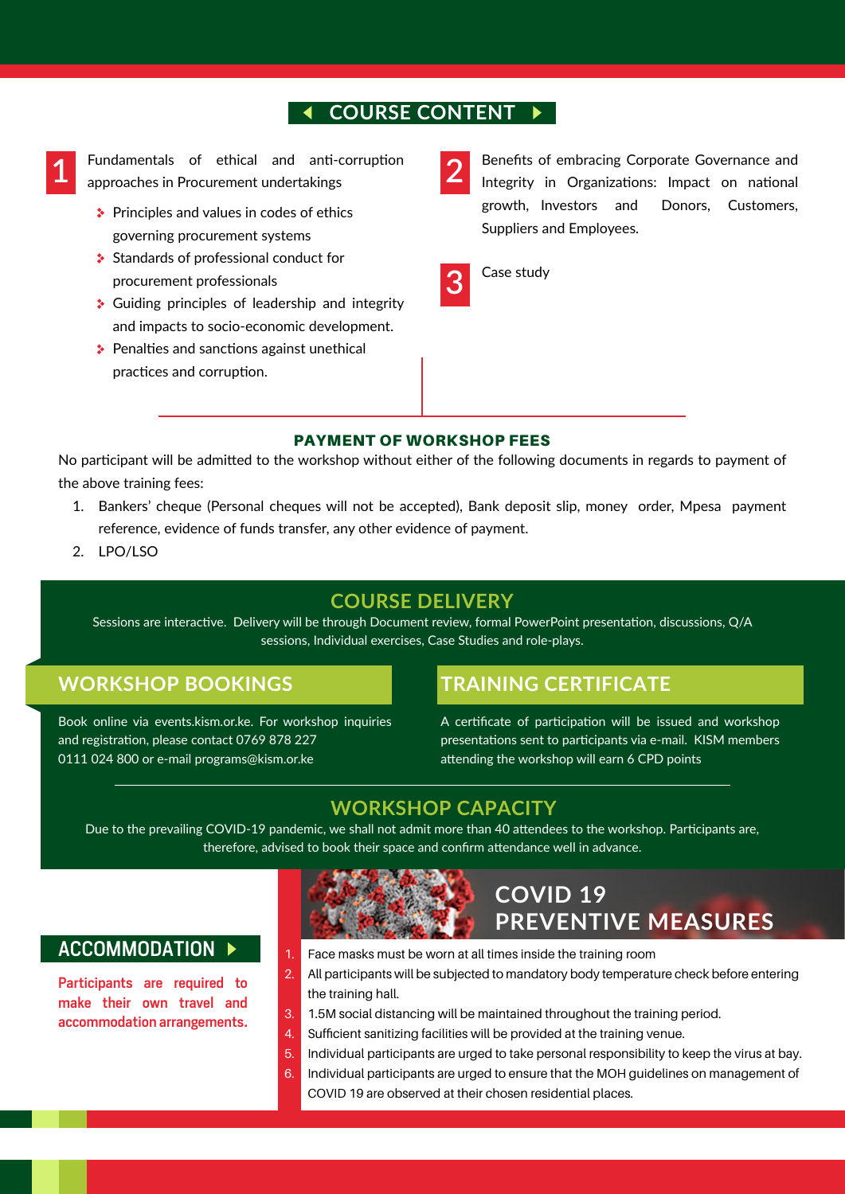## COURSE CONTENT

1. Fundamentals of ethical and anti-corruption approaches in Procurement undertakings
   - Principles and values in codes of ethics governing procurement systems
   - Standards of professional conduct for procurement professionals
   - Guiding principles of leadership and integrity and impacts to socio-economic development.
   - Penalties and sanctions against unethical practices and corruption.

2. Benefits of embracing Corporate Governance and Integrity in Organizations: Impact on national growth, Investors and Donors, Customers, Suppliers and Employees.

3. Case study

### PAYMENT OF WORKSHOP FEES

No participant will be admitted to the workshop without either of the following documents in regards to payment of the above training fees:

1. Bankers' cheque (Personal cheques will not be accepted), Bank deposit slip, money order, Mpesa payment reference, evidence of funds transfer, any other evidence of payment.
2. LPO/LSO

## COURSE DELIVERY

Sessions are interactive. Delivery will be through Document review, formal PowerPoint presentation, discussions, Q/A sessions, Individual exercises, Case Studies and role-plays.

## WORKSHOP BOOKINGS

Book online via events.kism.or.ke. For workshop inquiries and registration, please contact 0769 878 227 0111 024 800 or e-mail programs@kism.or.ke

## TRAINING CERTIFICATE

A certificate of participation will be issued and workshop presentations sent to participants via e-mail. KISM members attending the workshop will earn 6 CPD points

## WORKSHOP CAPACITY

Due to the prevailing COVID-19 pandemic, we shall not admit more than 40 attendees to the workshop. Participants are, therefore, advised to book their space and confirm attendance well in advance.

## ACCOMMODATION

**Participants are required to make their own travel and accommodation arrangements.**

## COVID 19 PREVENTIVE MEASURES

1. Face masks must be worn at all times inside the training room
2. All participants will be subjected to mandatory body temperature check before entering the training hall.
3. 1.5M social distancing will be maintained throughout the training period.
4. Sufficient sanitizing facilities will be provided at the training venue.
5. Individual participants are urged to take personal responsibility to keep the virus at bay.
6. Individual participants are urged to ensure that the MOH guidelines on management of COVID 19 are observed at their chosen residential places.